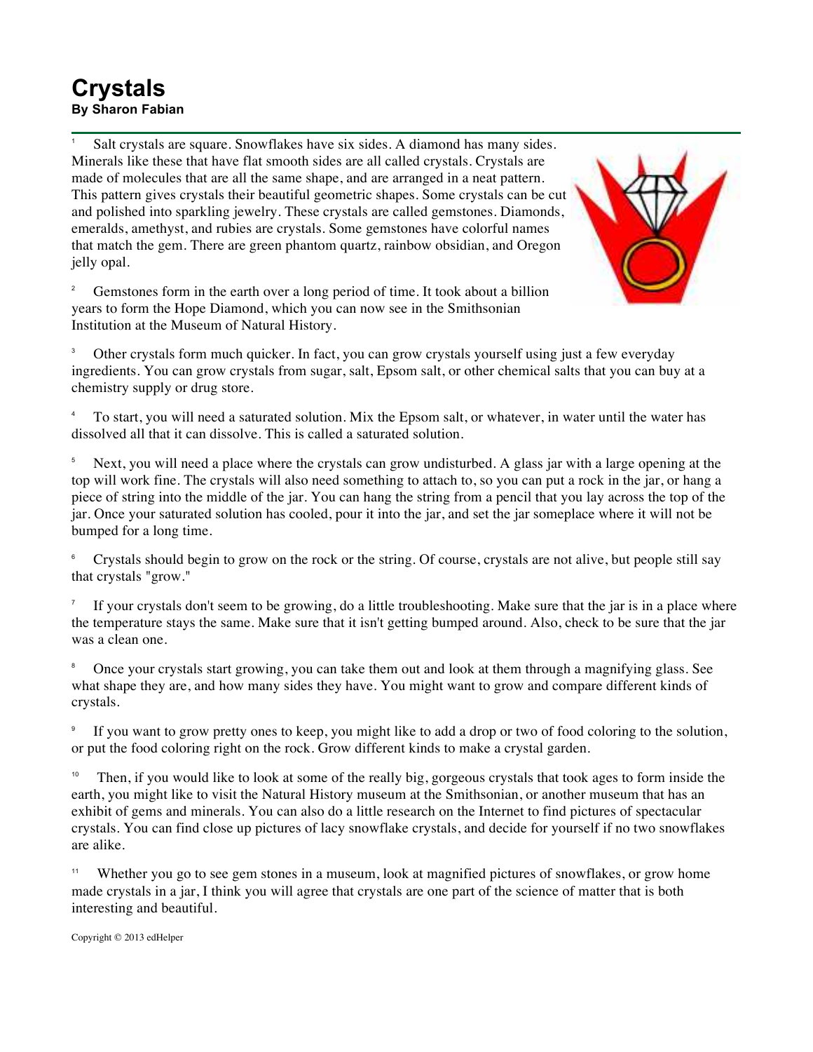# Crystals

**By Sharon Fabian**

[1] Salt crystals are square. Snowflakes have six sides. A diamond has many sides. Minerals like these that have flat smooth sides are all called crystals. Crystals are made of molecules that are all the same shape, and are arranged in a neat pattern. This pattern gives crystals their beautiful geometric shapes. Some crystals can be cut and polished into sparkling jewelry. These crystals are called gemstones. Diamonds, emeralds, amethyst, and rubies are crystals. Some gemstones have colorful names that match the gem. There are green phantom quartz, rainbow obsidian, and Oregon jelly opal.

[2] Gemstones form in the earth over a long period of time. It took about a billion years to form the Hope Diamond, which you can now see in the Smithsonian Institution at the Museum of Natural History.

[3] Other crystals form much quicker. In fact, you can grow crystals yourself using just a few everyday ingredients. You can grow crystals from sugar, salt, Epsom salt, or other chemical salts that you can buy at a chemistry supply or drug store.

[4] To start, you will need a saturated solution. Mix the Epsom salt, or whatever, in water until the water has dissolved all that it can dissolve. This is called a saturated solution.

[5] Next, you will need a place where the crystals can grow undisturbed. A glass jar with a large opening at the top will work fine. The crystals will also need something to attach to, so you can put a rock in the jar, or hang a piece of string into the middle of the jar. You can hang the string from a pencil that you lay across the top of the jar. Once your saturated solution has cooled, pour it into the jar, and set the jar someplace where it will not be bumped for a long time.

[6] Crystals should begin to grow on the rock or the string. Of course, crystals are not alive, but people still say that crystals "grow."

[7] If your crystals don't seem to be growing, do a little troubleshooting. Make sure that the jar is in a place where the temperature stays the same. Make sure that it isn't getting bumped around. Also, check to be sure that the jar was a clean one.

[8] Once your crystals start growing, you can take them out and look at them through a magnifying glass. See what shape they are, and how many sides they have. You might want to grow and compare different kinds of crystals.

[9] If you want to grow pretty ones to keep, you might like to add a drop or two of food coloring to the solution, or put the food coloring right on the rock. Grow different kinds to make a crystal garden.

[10] Then, if you would like to look at some of the really big, gorgeous crystals that took ages to form inside the earth, you might like to visit the Natural History museum at the Smithsonian, or another museum that has an exhibit of gems and minerals. You can also do a little research on the Internet to find pictures of spectacular crystals. You can find close up pictures of lacy snowflake crystals, and decide for yourself if no two snowflakes are alike.

[11] Whether you go to see gem stones in a museum, look at magnified pictures of snowflakes, or grow home made crystals in a jar, I think you will agree that crystals are one part of the science of matter that is both interesting and beautiful.

Copyright © 2013 edHelper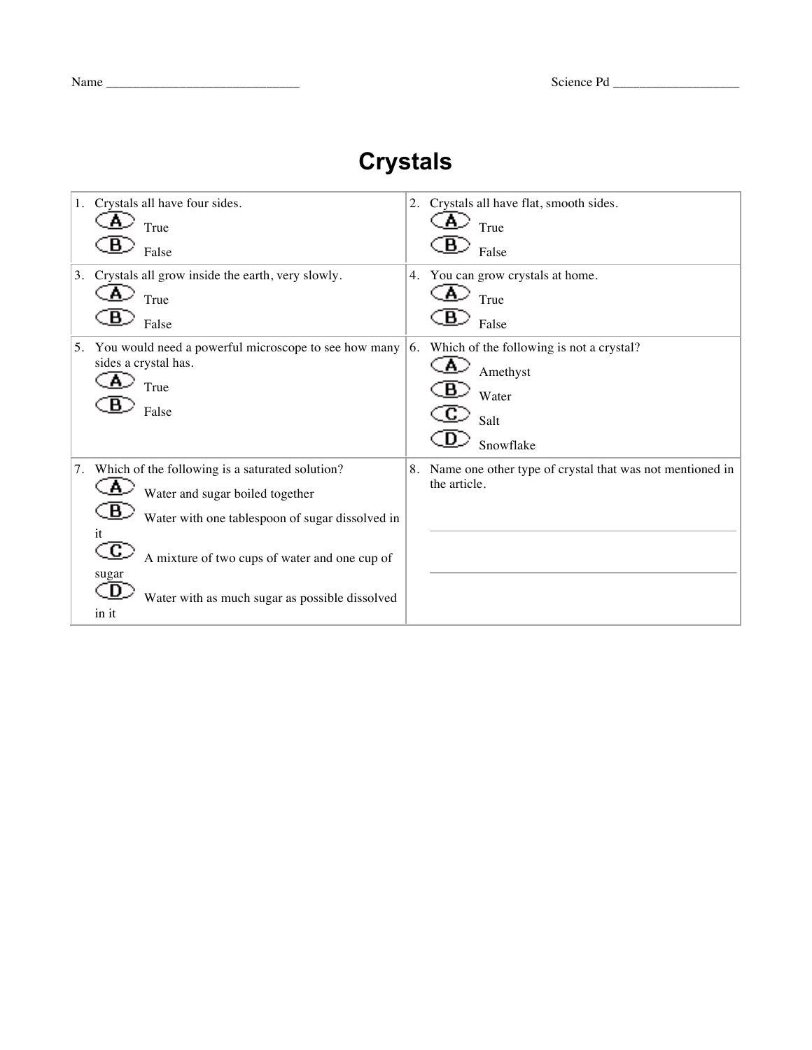Name ______________________________ Science Pd ____________________

# Crystals

1. Crystals all have four sides.
   - (A) True
   - (B) False

2. Crystals all have flat, smooth sides.
   - (A) True
   - (B) False

3. Crystals all grow inside the earth, very slowly.
   - (A) True
   - (B) False

4. You can grow crystals at home.
   - (A) True
   - (B) False

5. You would need a powerful microscope to see how many sides a crystal has.
   - (A) True
   - (B) False

6. Which of the following is not a crystal?
   - (A) Amethyst
   - (B) Water
   - (C) Salt
   - (D) Snowflake

7. Which of the following is a saturated solution?
   - (A) Water and sugar boiled together
   - (B) Water with one tablespoon of sugar dissolved in it
   - (C) A mixture of two cups of water and one cup of sugar
   - (D) Water with as much sugar as possible dissolved in it

8. Name one other type of crystal that was not mentioned in the article.

   ______________________________________________

   ______________________________________________